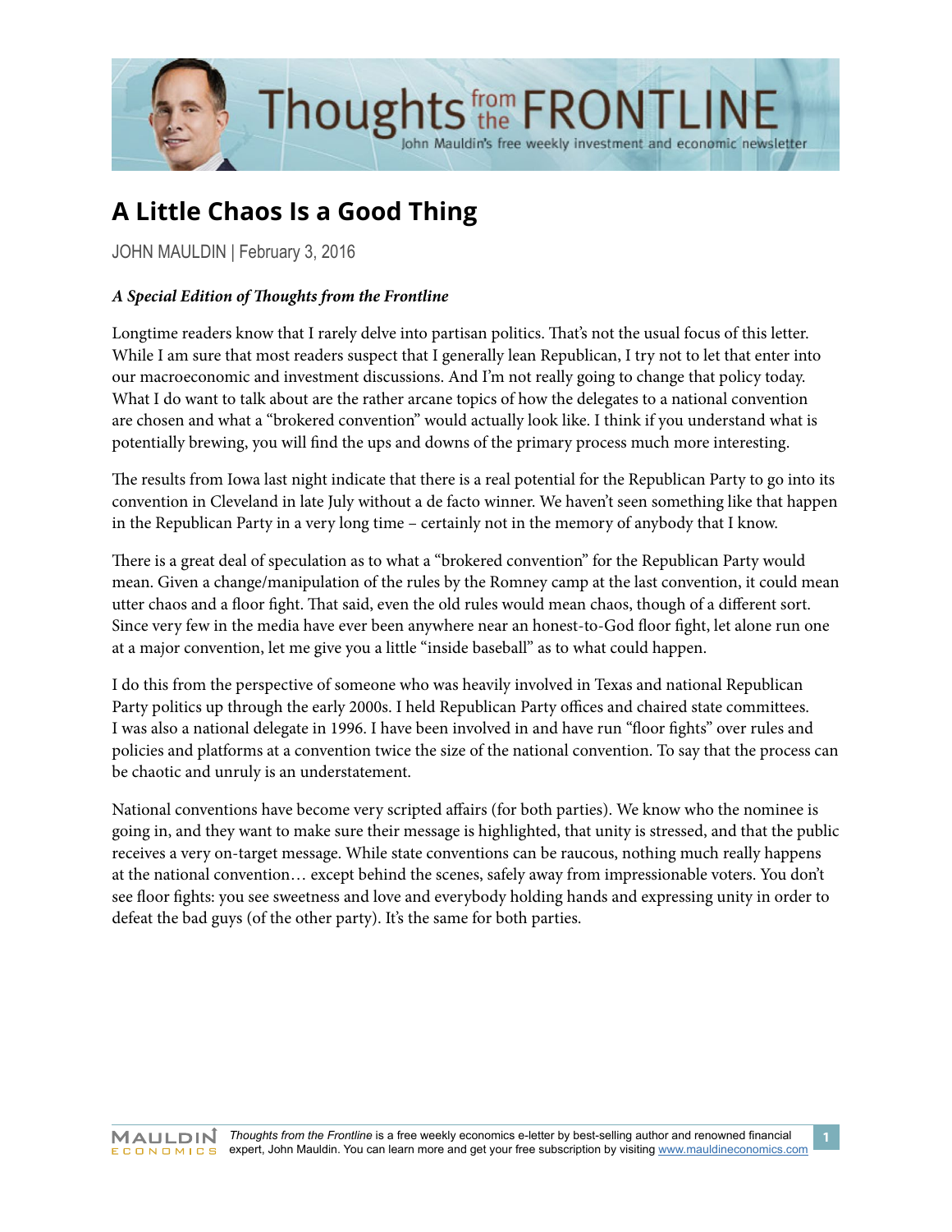# A Little Chaos Is a Good Thing

JOHN MAULDIN | February 3, 2016

***A Special Edition of Thoughts from the Frontline***

Longtime readers know that I rarely delve into partisan politics. That's not the usual focus of this letter. While I am sure that most readers suspect that I generally lean Republican, I try not to let that enter into our macroeconomic and investment discussions. And I'm not really going to change that policy today. What I do want to talk about are the rather arcane topics of how the delegates to a national convention are chosen and what a "brokered convention" would actually look like. I think if you understand what is potentially brewing, you will find the ups and downs of the primary process much more interesting.

The results from Iowa last night indicate that there is a real potential for the Republican Party to go into its convention in Cleveland in late July without a de facto winner. We haven't seen something like that happen in the Republican Party in a very long time – certainly not in the memory of anybody that I know.

There is a great deal of speculation as to what a "brokered convention" for the Republican Party would mean. Given a change/manipulation of the rules by the Romney camp at the last convention, it could mean utter chaos and a floor fight. That said, even the old rules would mean chaos, though of a different sort. Since very few in the media have ever been anywhere near an honest-to-God floor fight, let alone run one at a major convention, let me give you a little "inside baseball" as to what could happen.

I do this from the perspective of someone who was heavily involved in Texas and national Republican Party politics up through the early 2000s. I held Republican Party offices and chaired state committees. I was also a national delegate in 1996. I have been involved in and have run "floor fights" over rules and policies and platforms at a convention twice the size of the national convention. To say that the process can be chaotic and unruly is an understatement.

National conventions have become very scripted affairs (for both parties). We know who the nominee is going in, and they want to make sure their message is highlighted, that unity is stressed, and that the public receives a very on-target message. While state conventions can be raucous, nothing much really happens at the national convention… except behind the scenes, safely away from impressionable voters. You don't see floor fights: you see sweetness and love and everybody holding hands and expressing unity in order to defeat the bad guys (of the other party). It's the same for both parties.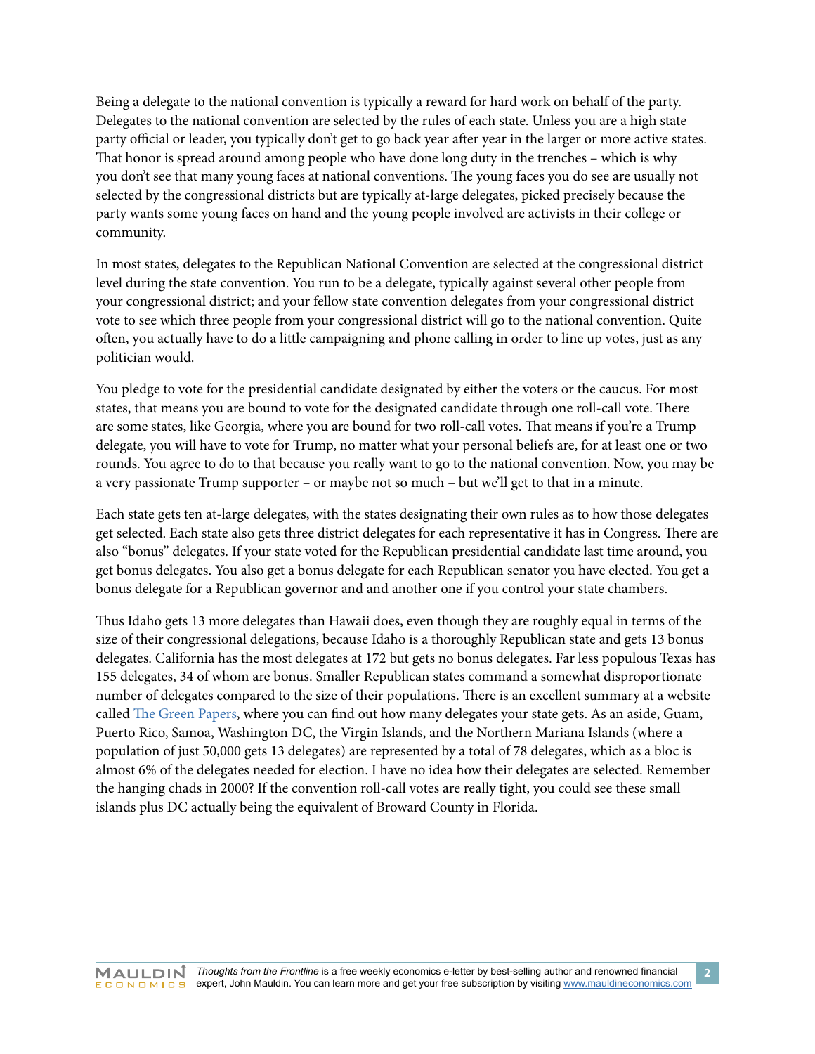Being a delegate to the national convention is typically a reward for hard work on behalf of the party. Delegates to the national convention are selected by the rules of each state. Unless you are a high state party official or leader, you typically don't get to go back year after year in the larger or more active states. That honor is spread around among people who have done long duty in the trenches – which is why you don't see that many young faces at national conventions. The young faces you do see are usually not selected by the congressional districts but are typically at-large delegates, picked precisely because the party wants some young faces on hand and the young people involved are activists in their college or community.

In most states, delegates to the Republican National Convention are selected at the congressional district level during the state convention. You run to be a delegate, typically against several other people from your congressional district; and your fellow state convention delegates from your congressional district vote to see which three people from your congressional district will go to the national convention. Quite often, you actually have to do a little campaigning and phone calling in order to line up votes, just as any politician would.

You pledge to vote for the presidential candidate designated by either the voters or the caucus. For most states, that means you are bound to vote for the designated candidate through one roll-call vote. There are some states, like Georgia, where you are bound for two roll-call votes. That means if you're a Trump delegate, you will have to vote for Trump, no matter what your personal beliefs are, for at least one or two rounds. You agree to do to that because you really want to go to the national convention. Now, you may be a very passionate Trump supporter – or maybe not so much – but we'll get to that in a minute.

Each state gets ten at-large delegates, with the states designating their own rules as to how those delegates get selected. Each state also gets three district delegates for each representative it has in Congress. There are also "bonus" delegates. If your state voted for the Republican presidential candidate last time around, you get bonus delegates. You also get a bonus delegate for each Republican senator you have elected. You get a bonus delegate for a Republican governor and and another one if you control your state chambers.

Thus Idaho gets 13 more delegates than Hawaii does, even though they are roughly equal in terms of the size of their congressional delegations, because Idaho is a thoroughly Republican state and gets 13 bonus delegates. California has the most delegates at 172 but gets no bonus delegates. Far less populous Texas has 155 delegates, 34 of whom are bonus. Smaller Republican states command a somewhat disproportionate number of delegates compared to the size of their populations. There is an excellent summary at a website called [The Green Papers](), where you can find out how many delegates your state gets. As an aside, Guam, Puerto Rico, Samoa, Washington DC, the Virgin Islands, and the Northern Mariana Islands (where a population of just 50,000 gets 13 delegates) are represented by a total of 78 delegates, which as a bloc is almost 6% of the delegates needed for election. I have no idea how their delegates are selected. Remember the hanging chads in 2000? If the convention roll-call votes are really tight, you could see these small islands plus DC actually being the equivalent of Broward County in Florida.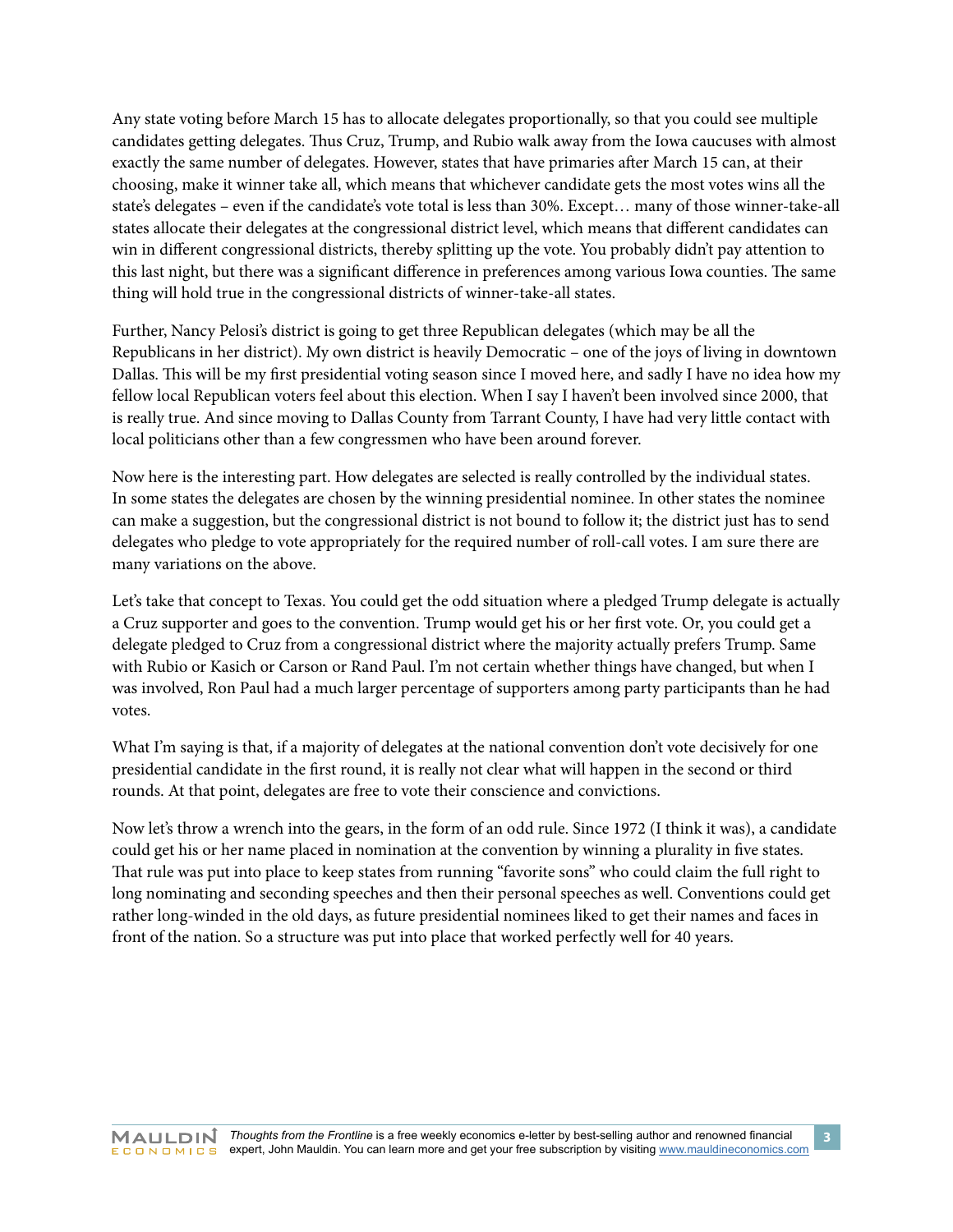Any state voting before March 15 has to allocate delegates proportionally, so that you could see multiple candidates getting delegates. Thus Cruz, Trump, and Rubio walk away from the Iowa caucuses with almost exactly the same number of delegates. However, states that have primaries after March 15 can, at their choosing, make it winner take all, which means that whichever candidate gets the most votes wins all the state's delegates – even if the candidate's vote total is less than 30%. Except… many of those winner-take-all states allocate their delegates at the congressional district level, which means that different candidates can win in different congressional districts, thereby splitting up the vote. You probably didn't pay attention to this last night, but there was a significant difference in preferences among various Iowa counties. The same thing will hold true in the congressional districts of winner-take-all states.

Further, Nancy Pelosi's district is going to get three Republican delegates (which may be all the Republicans in her district). My own district is heavily Democratic – one of the joys of living in downtown Dallas. This will be my first presidential voting season since I moved here, and sadly I have no idea how my fellow local Republican voters feel about this election. When I say I haven't been involved since 2000, that is really true. And since moving to Dallas County from Tarrant County, I have had very little contact with local politicians other than a few congressmen who have been around forever.

Now here is the interesting part. How delegates are selected is really controlled by the individual states. In some states the delegates are chosen by the winning presidential nominee. In other states the nominee can make a suggestion, but the congressional district is not bound to follow it; the district just has to send delegates who pledge to vote appropriately for the required number of roll-call votes. I am sure there are many variations on the above.

Let's take that concept to Texas. You could get the odd situation where a pledged Trump delegate is actually a Cruz supporter and goes to the convention. Trump would get his or her first vote. Or, you could get a delegate pledged to Cruz from a congressional district where the majority actually prefers Trump. Same with Rubio or Kasich or Carson or Rand Paul. I'm not certain whether things have changed, but when I was involved, Ron Paul had a much larger percentage of supporters among party participants than he had votes.

What I'm saying is that, if a majority of delegates at the national convention don't vote decisively for one presidential candidate in the first round, it is really not clear what will happen in the second or third rounds. At that point, delegates are free to vote their conscience and convictions.

Now let's throw a wrench into the gears, in the form of an odd rule. Since 1972 (I think it was), a candidate could get his or her name placed in nomination at the convention by winning a plurality in five states. That rule was put into place to keep states from running "favorite sons" who could claim the full right to long nominating and seconding speeches and then their personal speeches as well. Conventions could get rather long-winded in the old days, as future presidential nominees liked to get their names and faces in front of the nation. So a structure was put into place that worked perfectly well for 40 years.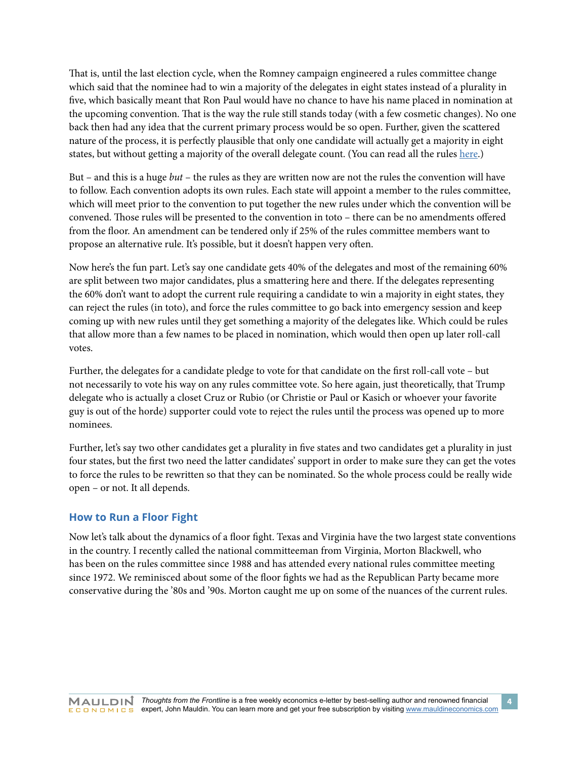That is, until the last election cycle, when the Romney campaign engineered a rules committee change which said that the nominee had to win a majority of the delegates in eight states instead of a plurality in five, which basically meant that Ron Paul would have no chance to have his name placed in nomination at the upcoming convention. That is the way the rule still stands today (with a few cosmetic changes). No one back then had any idea that the current primary process would be so open. Further, given the scattered nature of the process, it is perfectly plausible that only one candidate will actually get a majority in eight states, but without getting a majority of the overall delegate count. (You can read all the rules [here](here).)

But – and this is a huge *but* – the rules as they are written now are not the rules the convention will have to follow. Each convention adopts its own rules. Each state will appoint a member to the rules committee, which will meet prior to the convention to put together the new rules under which the convention will be convened. Those rules will be presented to the convention in toto – there can be no amendments offered from the floor. An amendment can be tendered only if 25% of the rules committee members want to propose an alternative rule. It's possible, but it doesn't happen very often.

Now here's the fun part. Let's say one candidate gets 40% of the delegates and most of the remaining 60% are split between two major candidates, plus a smattering here and there. If the delegates representing the 60% don't want to adopt the current rule requiring a candidate to win a majority in eight states, they can reject the rules (in toto), and force the rules committee to go back into emergency session and keep coming up with new rules until they get something a majority of the delegates like. Which could be rules that allow more than a few names to be placed in nomination, which would then open up later roll-call votes.

Further, the delegates for a candidate pledge to vote for that candidate on the first roll-call vote – but not necessarily to vote his way on any rules committee vote. So here again, just theoretically, that Trump delegate who is actually a closet Cruz or Rubio (or Christie or Paul or Kasich or whoever your favorite guy is out of the horde) supporter could vote to reject the rules until the process was opened up to more nominees.

Further, let's say two other candidates get a plurality in five states and two candidates get a plurality in just four states, but the first two need the latter candidates' support in order to make sure they can get the votes to force the rules to be rewritten so that they can be nominated. So the whole process could be really wide open – or not. It all depends.

## How to Run a Floor Fight

Now let's talk about the dynamics of a floor fight. Texas and Virginia have the two largest state conventions in the country. I recently called the national committeeman from Virginia, Morton Blackwell, who has been on the rules committee since 1988 and has attended every national rules committee meeting since 1972. We reminisced about some of the floor fights we had as the Republican Party became more conservative during the '80s and '90s. Morton caught me up on some of the nuances of the current rules.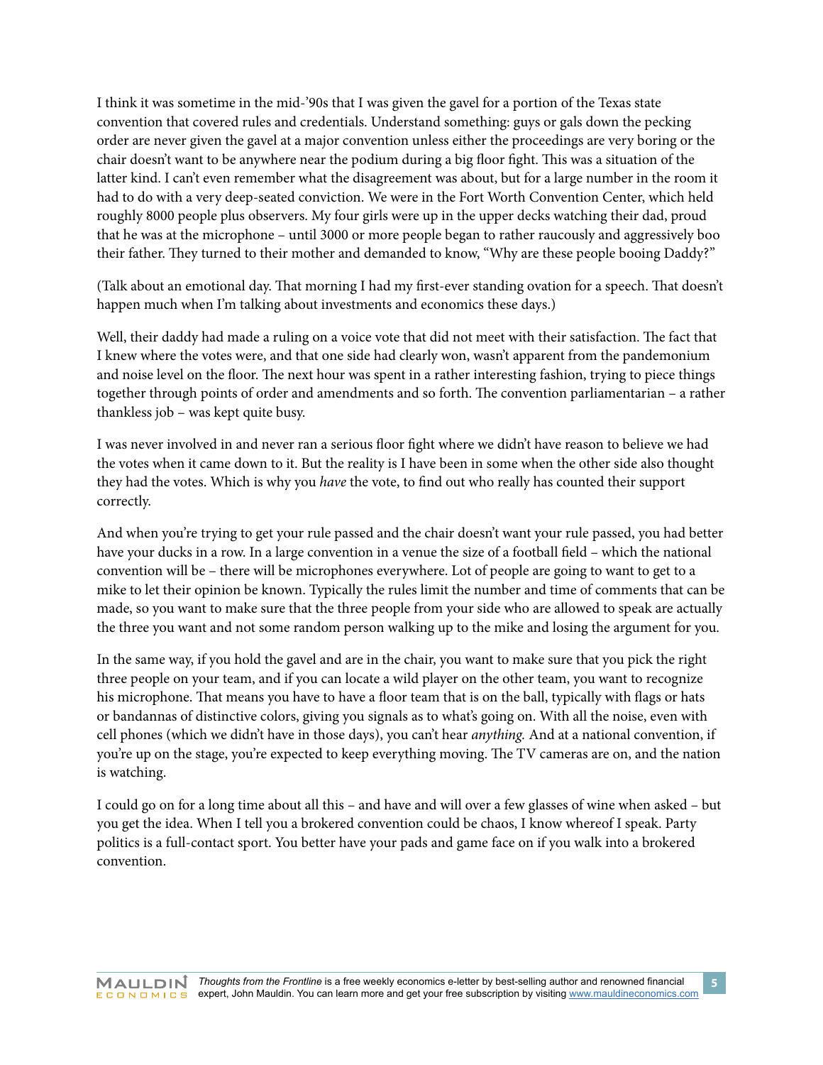I think it was sometime in the mid-'90s that I was given the gavel for a portion of the Texas state convention that covered rules and credentials. Understand something: guys or gals down the pecking order are never given the gavel at a major convention unless either the proceedings are very boring or the chair doesn't want to be anywhere near the podium during a big floor fight. This was a situation of the latter kind. I can't even remember what the disagreement was about, but for a large number in the room it had to do with a very deep-seated conviction. We were in the Fort Worth Convention Center, which held roughly 8000 people plus observers. My four girls were up in the upper decks watching their dad, proud that he was at the microphone – until 3000 or more people began to rather raucously and aggressively boo their father. They turned to their mother and demanded to know, "Why are these people booing Daddy?"

(Talk about an emotional day. That morning I had my first-ever standing ovation for a speech. That doesn't happen much when I'm talking about investments and economics these days.)

Well, their daddy had made a ruling on a voice vote that did not meet with their satisfaction. The fact that I knew where the votes were, and that one side had clearly won, wasn't apparent from the pandemonium and noise level on the floor. The next hour was spent in a rather interesting fashion, trying to piece things together through points of order and amendments and so forth. The convention parliamentarian – a rather thankless job – was kept quite busy.

I was never involved in and never ran a serious floor fight where we didn't have reason to believe we had the votes when it came down to it. But the reality is I have been in some when the other side also thought they had the votes. Which is why you *have* the vote, to find out who really has counted their support correctly.

And when you're trying to get your rule passed and the chair doesn't want your rule passed, you had better have your ducks in a row. In a large convention in a venue the size of a football field – which the national convention will be – there will be microphones everywhere. Lot of people are going to want to get to a mike to let their opinion be known. Typically the rules limit the number and time of comments that can be made, so you want to make sure that the three people from your side who are allowed to speak are actually the three you want and not some random person walking up to the mike and losing the argument for you.

In the same way, if you hold the gavel and are in the chair, you want to make sure that you pick the right three people on your team, and if you can locate a wild player on the other team, you want to recognize his microphone. That means you have to have a floor team that is on the ball, typically with flags or hats or bandannas of distinctive colors, giving you signals as to what's going on. With all the noise, even with cell phones (which we didn't have in those days), you can't hear *anything.* And at a national convention, if you're up on the stage, you're expected to keep everything moving. The TV cameras are on, and the nation is watching.

I could go on for a long time about all this – and have and will over a few glasses of wine when asked – but you get the idea. When I tell you a brokered convention could be chaos, I know whereof I speak. Party politics is a full-contact sport. You better have your pads and game face on if you walk into a brokered convention.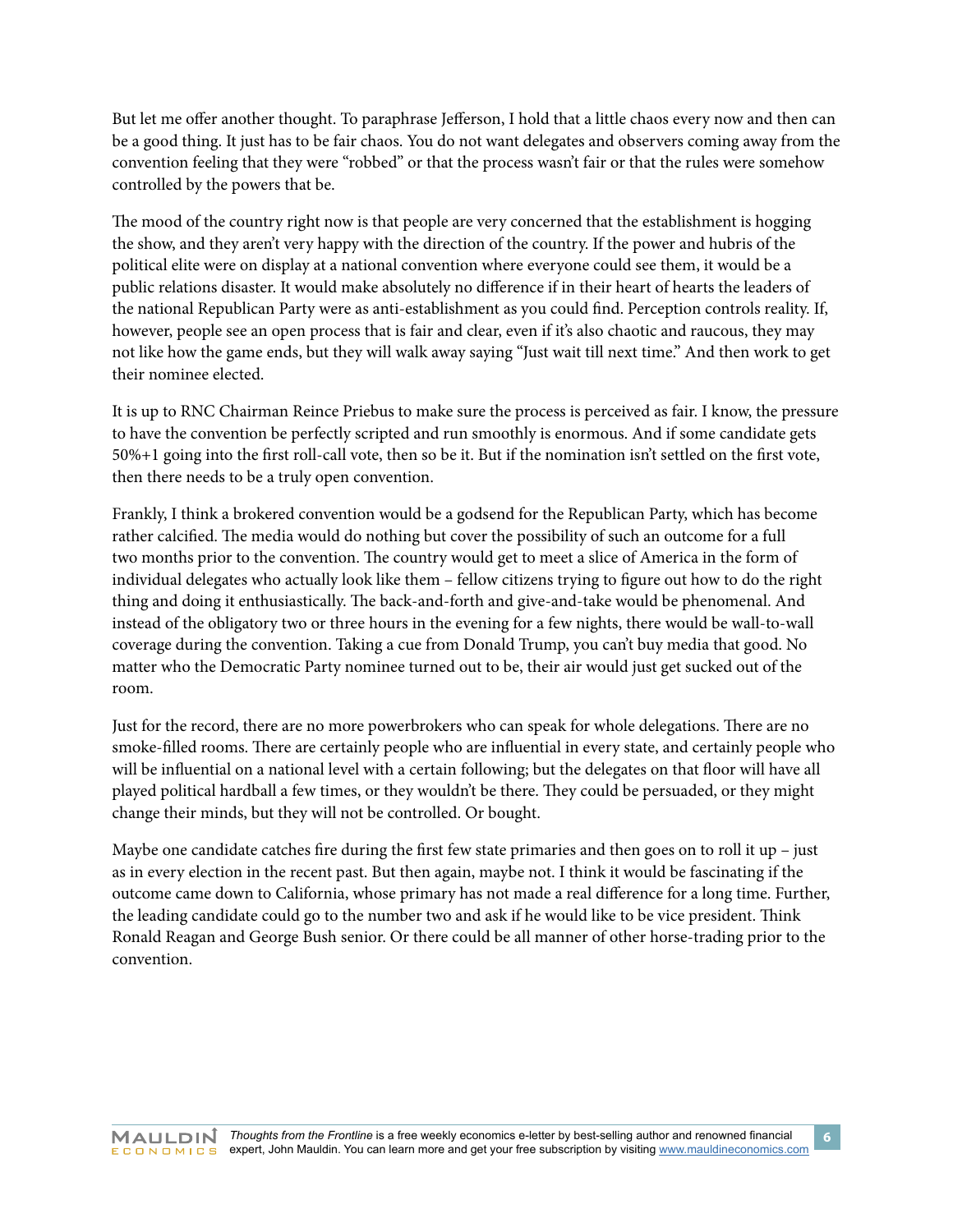But let me offer another thought. To paraphrase Jefferson, I hold that a little chaos every now and then can be a good thing. It just has to be fair chaos. You do not want delegates and observers coming away from the convention feeling that they were "robbed" or that the process wasn't fair or that the rules were somehow controlled by the powers that be.

The mood of the country right now is that people are very concerned that the establishment is hogging the show, and they aren't very happy with the direction of the country. If the power and hubris of the political elite were on display at a national convention where everyone could see them, it would be a public relations disaster. It would make absolutely no difference if in their heart of hearts the leaders of the national Republican Party were as anti-establishment as you could find. Perception controls reality. If, however, people see an open process that is fair and clear, even if it's also chaotic and raucous, they may not like how the game ends, but they will walk away saying "Just wait till next time." And then work to get their nominee elected.

It is up to RNC Chairman Reince Priebus to make sure the process is perceived as fair. I know, the pressure to have the convention be perfectly scripted and run smoothly is enormous. And if some candidate gets 50%+1 going into the first roll-call vote, then so be it. But if the nomination isn't settled on the first vote, then there needs to be a truly open convention.

Frankly, I think a brokered convention would be a godsend for the Republican Party, which has become rather calcified. The media would do nothing but cover the possibility of such an outcome for a full two months prior to the convention. The country would get to meet a slice of America in the form of individual delegates who actually look like them – fellow citizens trying to figure out how to do the right thing and doing it enthusiastically. The back-and-forth and give-and-take would be phenomenal. And instead of the obligatory two or three hours in the evening for a few nights, there would be wall-to-wall coverage during the convention. Taking a cue from Donald Trump, you can't buy media that good. No matter who the Democratic Party nominee turned out to be, their air would just get sucked out of the room.

Just for the record, there are no more powerbrokers who can speak for whole delegations. There are no smoke-filled rooms. There are certainly people who are influential in every state, and certainly people who will be influential on a national level with a certain following; but the delegates on that floor will have all played political hardball a few times, or they wouldn't be there. They could be persuaded, or they might change their minds, but they will not be controlled. Or bought.

Maybe one candidate catches fire during the first few state primaries and then goes on to roll it up – just as in every election in the recent past. But then again, maybe not. I think it would be fascinating if the outcome came down to California, whose primary has not made a real difference for a long time. Further, the leading candidate could go to the number two and ask if he would like to be vice president. Think Ronald Reagan and George Bush senior. Or there could be all manner of other horse-trading prior to the convention.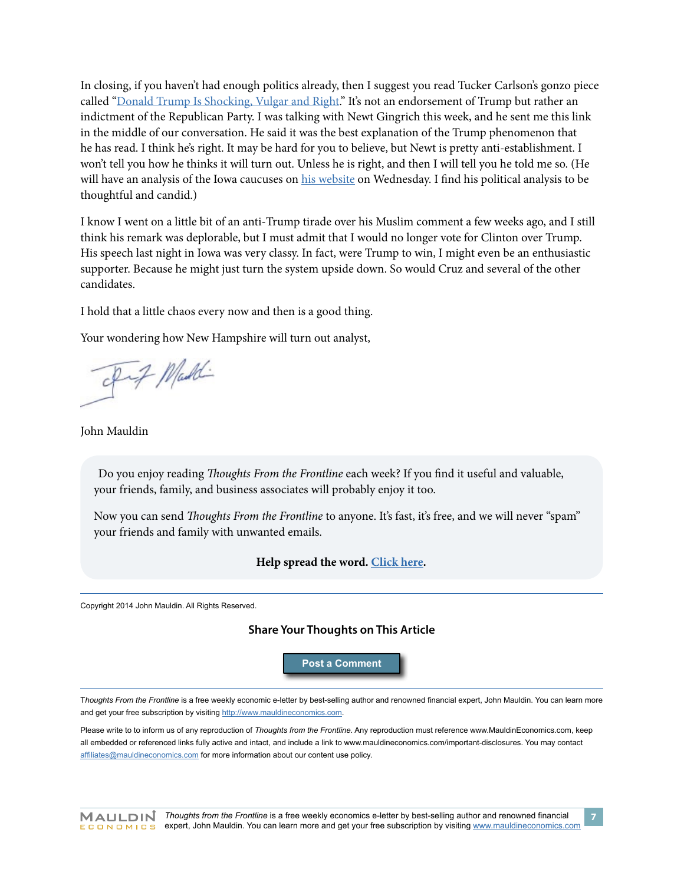In closing, if you haven't had enough politics already, then I suggest you read Tucker Carlson's gonzo piece called "Donald Trump Is Shocking, Vulgar and Right." It's not an endorsement of Trump but rather an indictment of the Republican Party. I was talking with Newt Gingrich this week, and he sent me this link in the middle of our conversation. He said it was the best explanation of the Trump phenomenon that he has read. I think he's right. It may be hard for you to believe, but Newt is pretty anti-establishment. I won't tell you how he thinks it will turn out. Unless he is right, and then I will tell you he told me so. (He will have an analysis of the Iowa caucuses on his website on Wednesday. I find his political analysis to be thoughtful and candid.)

I know I went on a little bit of an anti-Trump tirade over his Muslim comment a few weeks ago, and I still think his remark was deplorable, but I must admit that I would no longer vote for Clinton over Trump. His speech last night in Iowa was very classy. In fact, were Trump to win, I might even be an enthusiastic supporter. Because he might just turn the system upside down. So would Cruz and several of the other candidates.

I hold that a little chaos every now and then is a good thing.

Your wondering how New Hampshire will turn out analyst,

John Mauldin

Do you enjoy reading *Thoughts From the Frontline* each week? If you find it useful and valuable, your friends, family, and business associates will probably enjoy it too.

Now you can send *Thoughts From the Frontline* to anyone. It's fast, it's free, and we will never "spam" your friends and family with unwanted emails.

**Help spread the word. Click here.**

---

Copyright 2014 John Mauldin. All Rights Reserved.

**Share Your Thoughts on This Article**

**Post a Comment**

---

*Thoughts From the Frontline* is a free weekly economic e-letter by best-selling author and renowned financial expert, John Mauldin. You can learn more and get your free subscription by visiting http://www.mauldineconomics.com.

Please write to to inform us of any reproduction of *Thoughts from the Frontline*. Any reproduction must reference www.MauldinEconomics.com, keep all embedded or referenced links fully active and intact, and include a link to www.mauldineconomics.com/important-disclosures. You may contact affiliates@mauldineconomics.com for more information about our content use policy.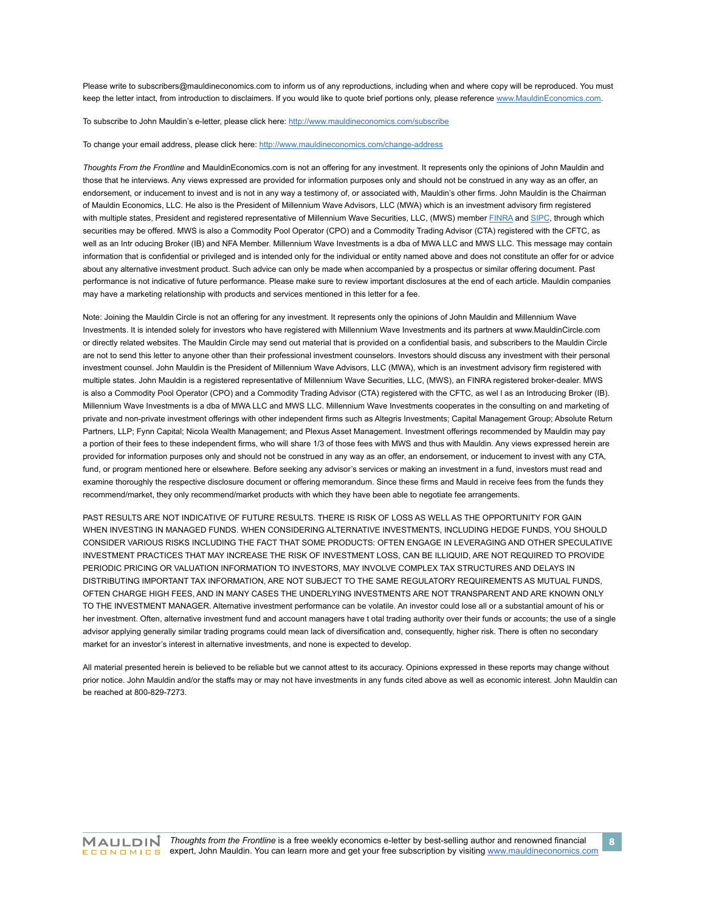Please write to subscribers@mauldineconomics.com to inform us of any reproductions, including when and where copy will be reproduced. You must keep the letter intact, from introduction to disclaimers. If you would like to quote brief portions only, please reference www.MauldinEconomics.com.

To subscribe to John Mauldin's e-letter, please click here: http://www.mauldineconomics.com/subscribe

To change your email address, please click here: http://www.mauldineconomics.com/change-address

*Thoughts From the Frontline* and MauldinEconomics.com is not an offering for any investment. It represents only the opinions of John Mauldin and those that he interviews. Any views expressed are provided for information purposes only and should not be construed in any way as an offer, an endorsement, or inducement to invest and is not in any way a testimony of, or associated with, Mauldin's other firms. John Mauldin is the Chairman of Mauldin Economics, LLC. He also is the President of Millennium Wave Advisors, LLC (MWA) which is an investment advisory firm registered with multiple states, President and registered representative of Millennium Wave Securities, LLC, (MWS) member FINRA and SIPC, through which securities may be offered. MWS is also a Commodity Pool Operator (CPO) and a Commodity Trading Advisor (CTA) registered with the CFTC, as well as an Intr oducing Broker (IB) and NFA Member. Millennium Wave Investments is a dba of MWA LLC and MWS LLC. This message may contain information that is confidential or privileged and is intended only for the individual or entity named above and does not constitute an offer for or advice about any alternative investment product. Such advice can only be made when accompanied by a prospectus or similar offering document. Past performance is not indicative of future performance. Please make sure to review important disclosures at the end of each article. Mauldin companies may have a marketing relationship with products and services mentioned in this letter for a fee.

Note: Joining the Mauldin Circle is not an offering for any investment. It represents only the opinions of John Mauldin and Millennium Wave Investments. It is intended solely for investors who have registered with Millennium Wave Investments and its partners at www.MauldinCircle.com or directly related websites. The Mauldin Circle may send out material that is provided on a confidential basis, and subscribers to the Mauldin Circle are not to send this letter to anyone other than their professional investment counselors. Investors should discuss any investment with their personal investment counsel. John Mauldin is the President of Millennium Wave Advisors, LLC (MWA), which is an investment advisory firm registered with multiple states. John Mauldin is a registered representative of Millennium Wave Securities, LLC, (MWS), an FINRA registered broker-dealer. MWS is also a Commodity Pool Operator (CPO) and a Commodity Trading Advisor (CTA) registered with the CFTC, as wel l as an Introducing Broker (IB). Millennium Wave Investments is a dba of MWA LLC and MWS LLC. Millennium Wave Investments cooperates in the consulting on and marketing of private and non-private investment offerings with other independent firms such as Altegris Investments; Capital Management Group; Absolute Return Partners, LLP; Fynn Capital; Nicola Wealth Management; and Plexus Asset Management. Investment offerings recommended by Mauldin may pay a portion of their fees to these independent firms, who will share 1/3 of those fees with MWS and thus with Mauldin. Any views expressed herein are provided for information purposes only and should not be construed in any way as an offer, an endorsement, or inducement to invest with any CTA, fund, or program mentioned here or elsewhere. Before seeking any advisor's services or making an investment in a fund, investors must read and examine thoroughly the respective disclosure document or offering memorandum. Since these firms and Mauld in receive fees from the funds they recommend/market, they only recommend/market products with which they have been able to negotiate fee arrangements.

PAST RESULTS ARE NOT INDICATIVE OF FUTURE RESULTS. THERE IS RISK OF LOSS AS WELL AS THE OPPORTUNITY FOR GAIN WHEN INVESTING IN MANAGED FUNDS. WHEN CONSIDERING ALTERNATIVE INVESTMENTS, INCLUDING HEDGE FUNDS, YOU SHOULD CONSIDER VARIOUS RISKS INCLUDING THE FACT THAT SOME PRODUCTS: OFTEN ENGAGE IN LEVERAGING AND OTHER SPECULATIVE INVESTMENT PRACTICES THAT MAY INCREASE THE RISK OF INVESTMENT LOSS, CAN BE ILLIQUID, ARE NOT REQUIRED TO PROVIDE PERIODIC PRICING OR VALUATION INFORMATION TO INVESTORS, MAY INVOLVE COMPLEX TAX STRUCTURES AND DELAYS IN DISTRIBUTING IMPORTANT TAX INFORMATION, ARE NOT SUBJECT TO THE SAME REGULATORY REQUIREMENTS AS MUTUAL FUNDS, OFTEN CHARGE HIGH FEES, AND IN MANY CASES THE UNDERLYING INVESTMENTS ARE NOT TRANSPARENT AND ARE KNOWN ONLY TO THE INVESTMENT MANAGER. Alternative investment performance can be volatile. An investor could lose all or a substantial amount of his or her investment. Often, alternative investment fund and account managers have t otal trading authority over their funds or accounts; the use of a single advisor applying generally similar trading programs could mean lack of diversification and, consequently, higher risk. There is often no secondary market for an investor's interest in alternative investments, and none is expected to develop.

All material presented herein is believed to be reliable but we cannot attest to its accuracy. Opinions expressed in these reports may change without prior notice. John Mauldin and/or the staffs may or may not have investments in any funds cited above as well as economic interest. John Mauldin can be reached at 800-829-7273.